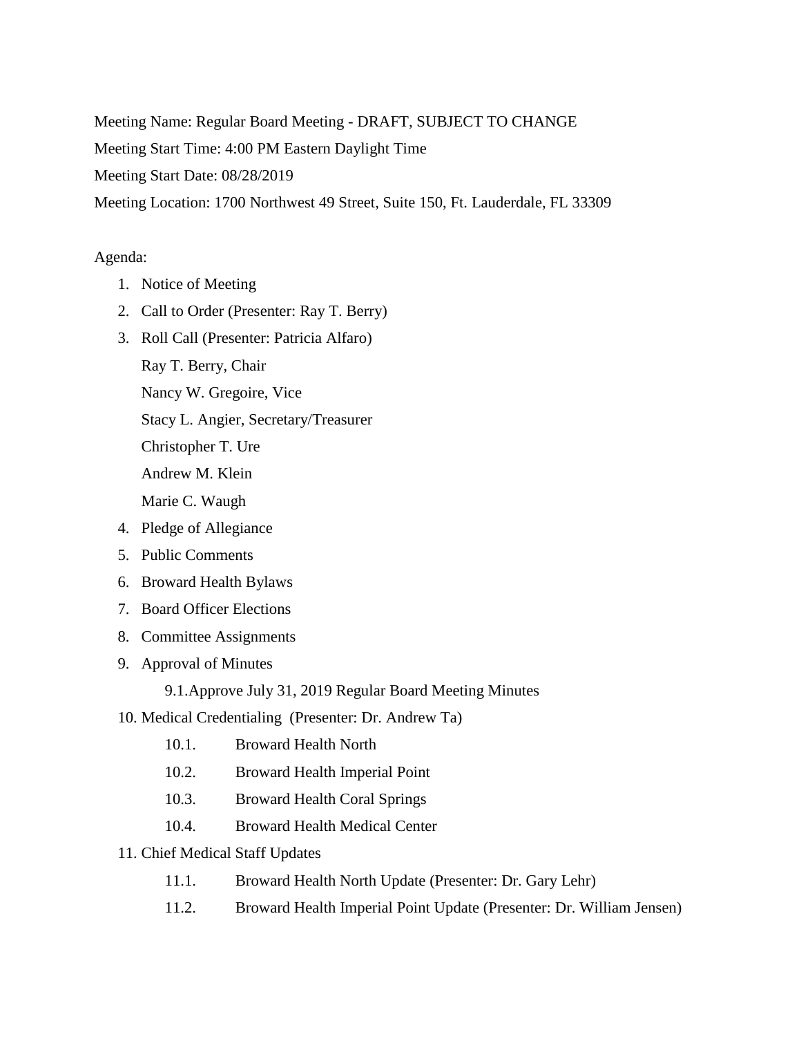Meeting Name: Regular Board Meeting - DRAFT, SUBJECT TO CHANGE

Meeting Start Time: 4:00 PM Eastern Daylight Time

Meeting Start Date: 08/28/2019

Meeting Location: 1700 Northwest 49 Street, Suite 150, Ft. Lauderdale, FL 33309

Agenda:

1. Notice of Meeting
2. Call to Order (Presenter: Ray T. Berry)
3. Roll Call (Presenter: Patricia Alfaro)

   Ray T. Berry, Chair

   Nancy W. Gregoire, Vice

   Stacy L. Angier, Secretary/Treasurer

   Christopher T. Ure

   Andrew M. Klein

   Marie C. Waugh
4. Pledge of Allegiance
5. Public Comments
6. Broward Health Bylaws
7. Board Officer Elections
8. Committee Assignments
9. Approval of Minutes
   - 9.1. Approve July 31, 2019 Regular Board Meeting Minutes
10. Medical Credentialing (Presenter: Dr. Andrew Ta)
    - 10.1. Broward Health North
    - 10.2. Broward Health Imperial Point
    - 10.3. Broward Health Coral Springs
    - 10.4. Broward Health Medical Center
11. Chief Medical Staff Updates
    - 11.1. Broward Health North Update (Presenter: Dr. Gary Lehr)
    - 11.2. Broward Health Imperial Point Update (Presenter: Dr. William Jensen)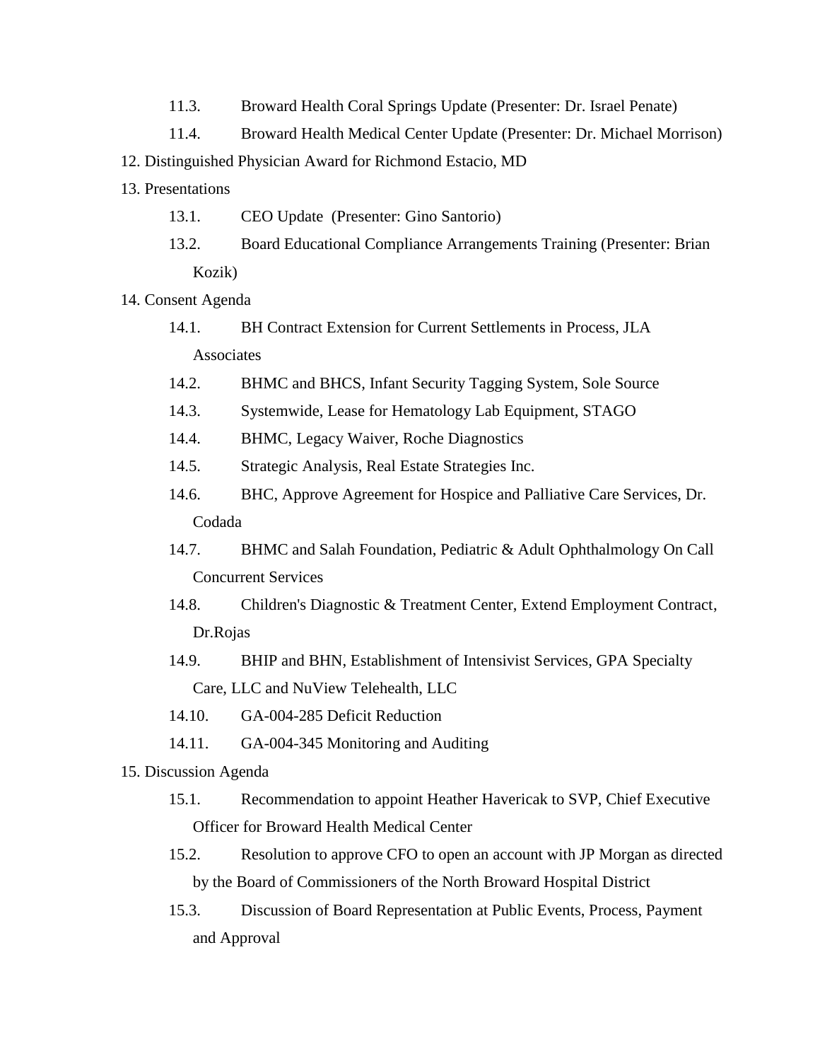11.3. Broward Health Coral Springs Update (Presenter: Dr. Israel Penate)

11.4. Broward Health Medical Center Update (Presenter: Dr. Michael Morrison)

12. Distinguished Physician Award for Richmond Estacio, MD

13. Presentations

    13.1. CEO Update (Presenter: Gino Santorio)

    13.2. Board Educational Compliance Arrangements Training (Presenter: Brian Kozik)

14. Consent Agenda

    14.1. BH Contract Extension for Current Settlements in Process, JLA Associates

    14.2. BHMC and BHCS, Infant Security Tagging System, Sole Source

    14.3. Systemwide, Lease for Hematology Lab Equipment, STAGO

    14.4. BHMC, Legacy Waiver, Roche Diagnostics

    14.5. Strategic Analysis, Real Estate Strategies Inc.

    14.6. BHC, Approve Agreement for Hospice and Palliative Care Services, Dr. Codada

    14.7. BHMC and Salah Foundation, Pediatric & Adult Ophthalmology On Call Concurrent Services

    14.8. Children's Diagnostic & Treatment Center, Extend Employment Contract, Dr.Rojas

    14.9. BHIP and BHN, Establishment of Intensivist Services, GPA Specialty Care, LLC and NuView Telehealth, LLC

    14.10. GA-004-285 Deficit Reduction

    14.11. GA-004-345 Monitoring and Auditing

15. Discussion Agenda

    15.1. Recommendation to appoint Heather Havericak to SVP, Chief Executive Officer for Broward Health Medical Center

    15.2. Resolution to approve CFO to open an account with JP Morgan as directed by the Board of Commissioners of the North Broward Hospital District

    15.3. Discussion of Board Representation at Public Events, Process, Payment and Approval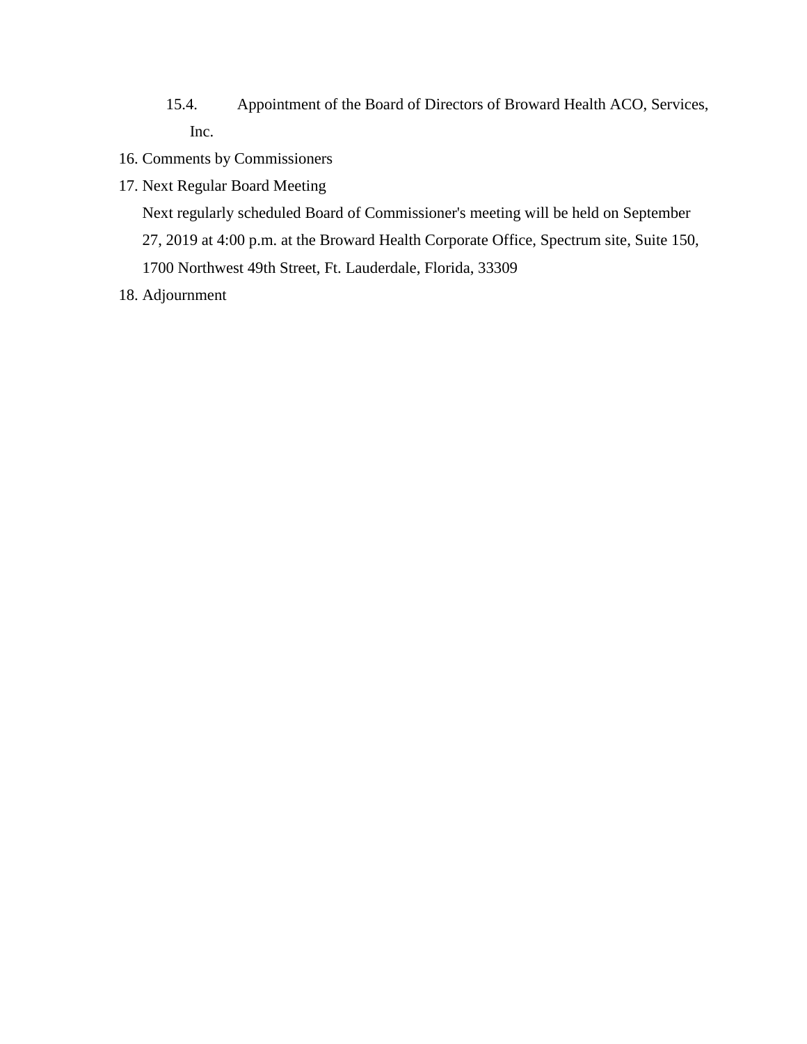15.4. Appointment of the Board of Directors of Broward Health ACO, Services, Inc.

16. Comments by Commissioners

17. Next Regular Board Meeting

    Next regularly scheduled Board of Commissioner's meeting will be held on September 27, 2019 at 4:00 p.m. at the Broward Health Corporate Office, Spectrum site, Suite 150, 1700 Northwest 49th Street, Ft. Lauderdale, Florida, 33309

18. Adjournment